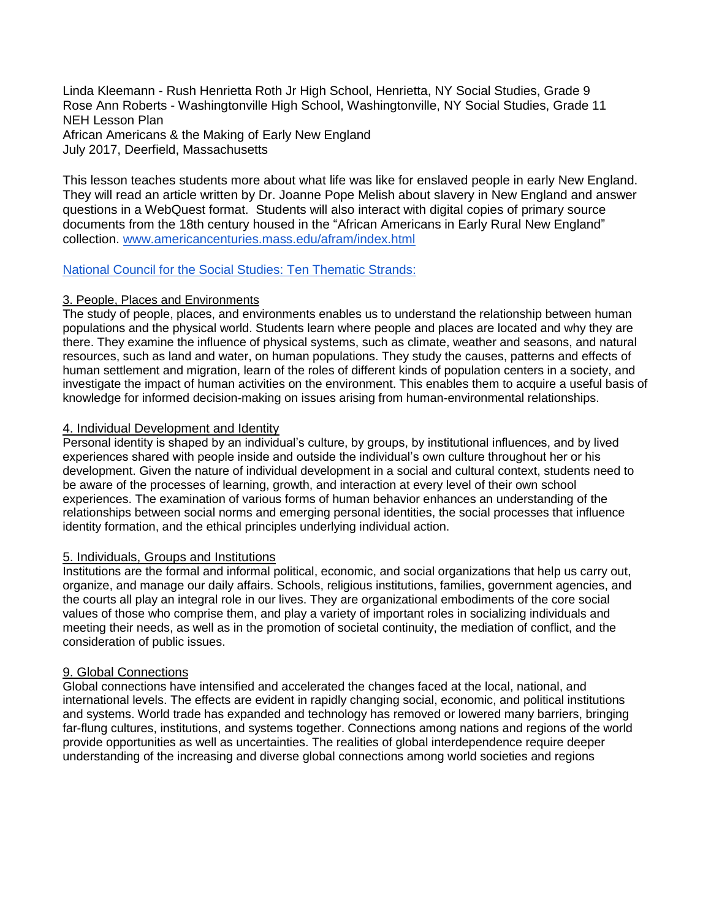Linda Kleemann - Rush Henrietta Roth Jr High School, Henrietta, NY Social Studies, Grade 9
Rose Ann Roberts - Washingtonville High School, Washingtonville, NY Social Studies, Grade 11
NEH Lesson Plan
African Americans & the Making of Early New England
July 2017, Deerfield, Massachusetts

This lesson teaches students more about what life was like for enslaved people in early New England. They will read an article written by Dr. Joanne Pope Melish about slavery in New England and answer questions in a WebQuest format. Students will also interact with digital copies of primary source documents from the 18th century housed in the "African Americans in Early Rural New England" collection. [www.americancenturies.mass.edu/afram/index.html](www.americancenturies.mass.edu/afram/index.html)

[National Council for the Social Studies: Ten Thematic Strands:]()

3. People, Places and Environments

The study of people, places, and environments enables us to understand the relationship between human populations and the physical world. Students learn where people and places are located and why they are there. They examine the influence of physical systems, such as climate, weather and seasons, and natural resources, such as land and water, on human populations. They study the causes, patterns and effects of human settlement and migration, learn of the roles of different kinds of population centers in a society, and investigate the impact of human activities on the environment. This enables them to acquire a useful basis of knowledge for informed decision-making on issues arising from human-environmental relationships.

4. Individual Development and Identity

Personal identity is shaped by an individual's culture, by groups, by institutional influences, and by lived experiences shared with people inside and outside the individual's own culture throughout her or his development. Given the nature of individual development in a social and cultural context, students need to be aware of the processes of learning, growth, and interaction at every level of their own school experiences. The examination of various forms of human behavior enhances an understanding of the relationships between social norms and emerging personal identities, the social processes that influence identity formation, and the ethical principles underlying individual action.

5. Individuals, Groups and Institutions

Institutions are the formal and informal political, economic, and social organizations that help us carry out, organize, and manage our daily affairs. Schools, religious institutions, families, government agencies, and the courts all play an integral role in our lives. They are organizational embodiments of the core social values of those who comprise them, and play a variety of important roles in socializing individuals and meeting their needs, as well as in the promotion of societal continuity, the mediation of conflict, and the consideration of public issues.

9. Global Connections

Global connections have intensified and accelerated the changes faced at the local, national, and international levels. The effects are evident in rapidly changing social, economic, and political institutions and systems. World trade has expanded and technology has removed or lowered many barriers, bringing far-flung cultures, institutions, and systems together. Connections among nations and regions of the world provide opportunities as well as uncertainties. The realities of global interdependence require deeper understanding of the increasing and diverse global connections among world societies and regions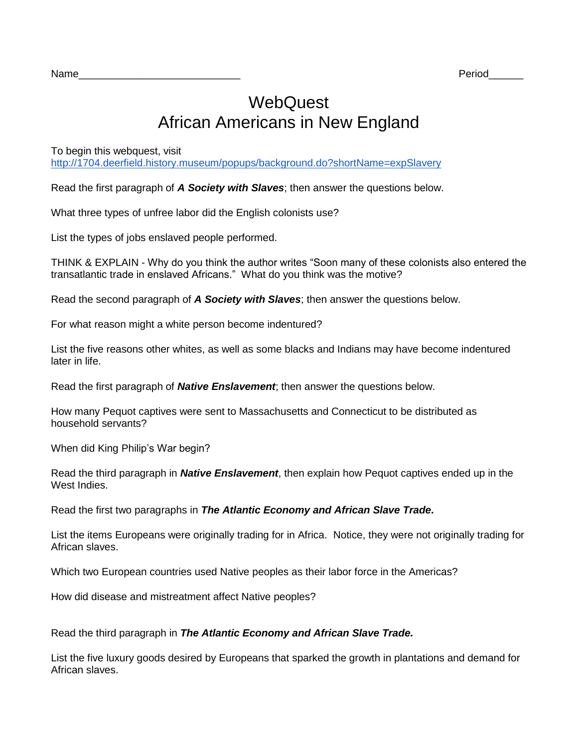Name___________________________ Period______

# WebQuest
# African Americans in New England

To begin this webquest, visit
http://1704.deerfield.history.museum/popups/background.do?shortName=expSlavery

Read the first paragraph of ***A Society with Slaves***; then answer the questions below.

What three types of unfree labor did the English colonists use?

List the types of jobs enslaved people performed.

THINK & EXPLAIN - Why do you think the author writes "Soon many of these colonists also entered the transatlantic trade in enslaved Africans." What do you think was the motive?

Read the second paragraph of ***A Society with Slaves***; then answer the questions below.

For what reason might a white person become indentured?

List the five reasons other whites, as well as some blacks and Indians may have become indentured later in life.

Read the first paragraph of ***Native Enslavement***; then answer the questions below.

How many Pequot captives were sent to Massachusetts and Connecticut to be distributed as household servants?

When did King Philip's War begin?

Read the third paragraph in ***Native Enslavement***, then explain how Pequot captives ended up in the West Indies.

Read the first two paragraphs in ***The Atlantic Economy and African Slave Trade.***

List the items Europeans were originally trading for in Africa. Notice, they were not originally trading for African slaves.

Which two European countries used Native peoples as their labor force in the Americas?

How did disease and mistreatment affect Native peoples?

Read the third paragraph in ***The Atlantic Economy and African Slave Trade.***

List the five luxury goods desired by Europeans that sparked the growth in plantations and demand for African slaves.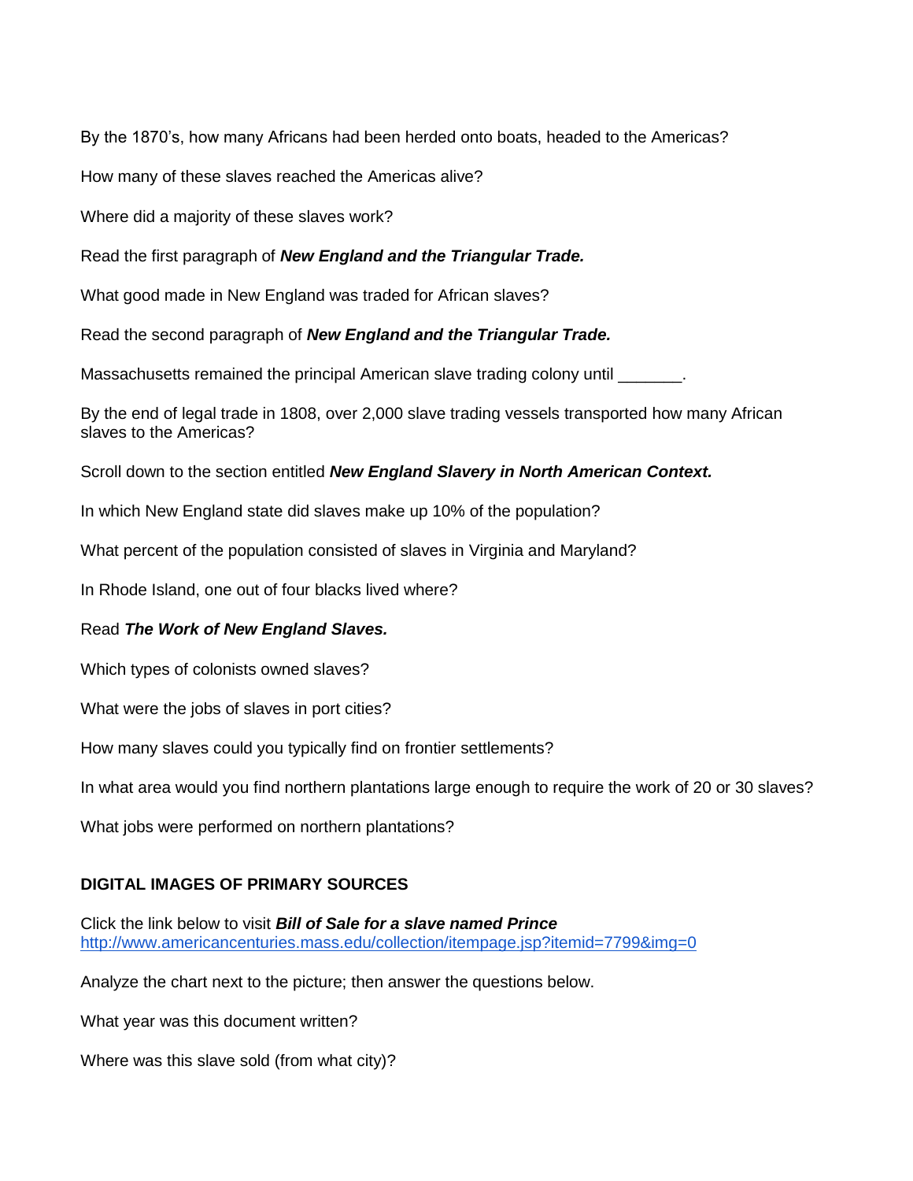By the 1870's, how many Africans had been herded onto boats, headed to the Americas?

How many of these slaves reached the Americas alive?

Where did a majority of these slaves work?

Read the first paragraph of ***New England and the Triangular Trade.***

What good made in New England was traded for African slaves?

Read the second paragraph of ***New England and the Triangular Trade.***

Massachusetts remained the principal American slave trading colony until _______.

By the end of legal trade in 1808, over 2,000 slave trading vessels transported how many African slaves to the Americas?

Scroll down to the section entitled ***New England Slavery in North American Context.***

In which New England state did slaves make up 10% of the population?

What percent of the population consisted of slaves in Virginia and Maryland?

In Rhode Island, one out of four blacks lived where?

Read ***The Work of New England Slaves.***

Which types of colonists owned slaves?

What were the jobs of slaves in port cities?

How many slaves could you typically find on frontier settlements?

In what area would you find northern plantations large enough to require the work of 20 or 30 slaves?

What jobs were performed on northern plantations?

**DIGITAL IMAGES OF PRIMARY SOURCES**

Click the link below to visit ***Bill of Sale for a slave named Prince***
http://www.americancenturies.mass.edu/collection/itempage.jsp?itemid=7799&img=0

Analyze the chart next to the picture; then answer the questions below.

What year was this document written?

Where was this slave sold (from what city)?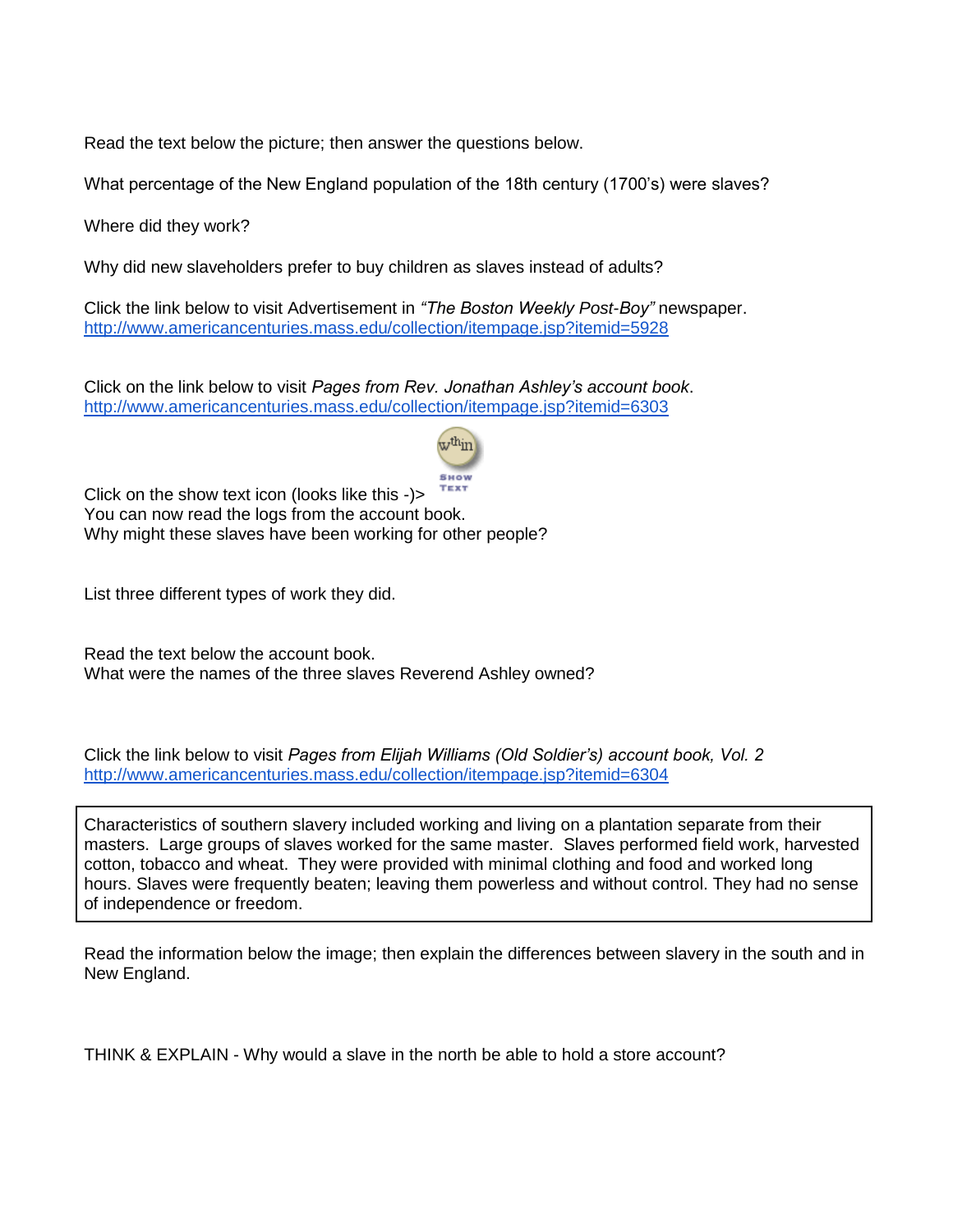Read the text below the picture; then answer the questions below.

What percentage of the New England population of the 18th century (1700's) were slaves?

Where did they work?

Why did new slaveholders prefer to buy children as slaves instead of adults?

Click the link below to visit Advertisement in *"The Boston Weekly Post-Boy"* newspaper.
[http://www.americancenturies.mass.edu/collection/itempage.jsp?itemid=5928](http://www.americancenturies.mass.edu/collection/itempage.jsp?itemid=5928)

Click on the link below to visit *Pages from Rev. Jonathan Ashley's account book*.
[http://www.americancenturies.mass.edu/collection/itempage.jsp?itemid=6303](http://www.americancenturies.mass.edu/collection/itempage.jsp?itemid=6303)

Click on the show text icon (looks like this -)>
You can now read the logs from the account book.
Why might these slaves have been working for other people?

List three different types of work they did.

Read the text below the account book.
What were the names of the three slaves Reverend Ashley owned?

Click the link below to visit *Pages from Elijah Williams (Old Soldier's) account book, Vol. 2*
[http://www.americancenturies.mass.edu/collection/itempage.jsp?itemid=6304](http://www.americancenturies.mass.edu/collection/itempage.jsp?itemid=6304)

> Characteristics of southern slavery included working and living on a plantation separate from their masters. Large groups of slaves worked for the same master. Slaves performed field work, harvested cotton, tobacco and wheat. They were provided with minimal clothing and food and worked long hours. Slaves were frequently beaten; leaving them powerless and without control. They had no sense of independence or freedom.

Read the information below the image; then explain the differences between slavery in the south and in New England.

THINK & EXPLAIN - Why would a slave in the north be able to hold a store account?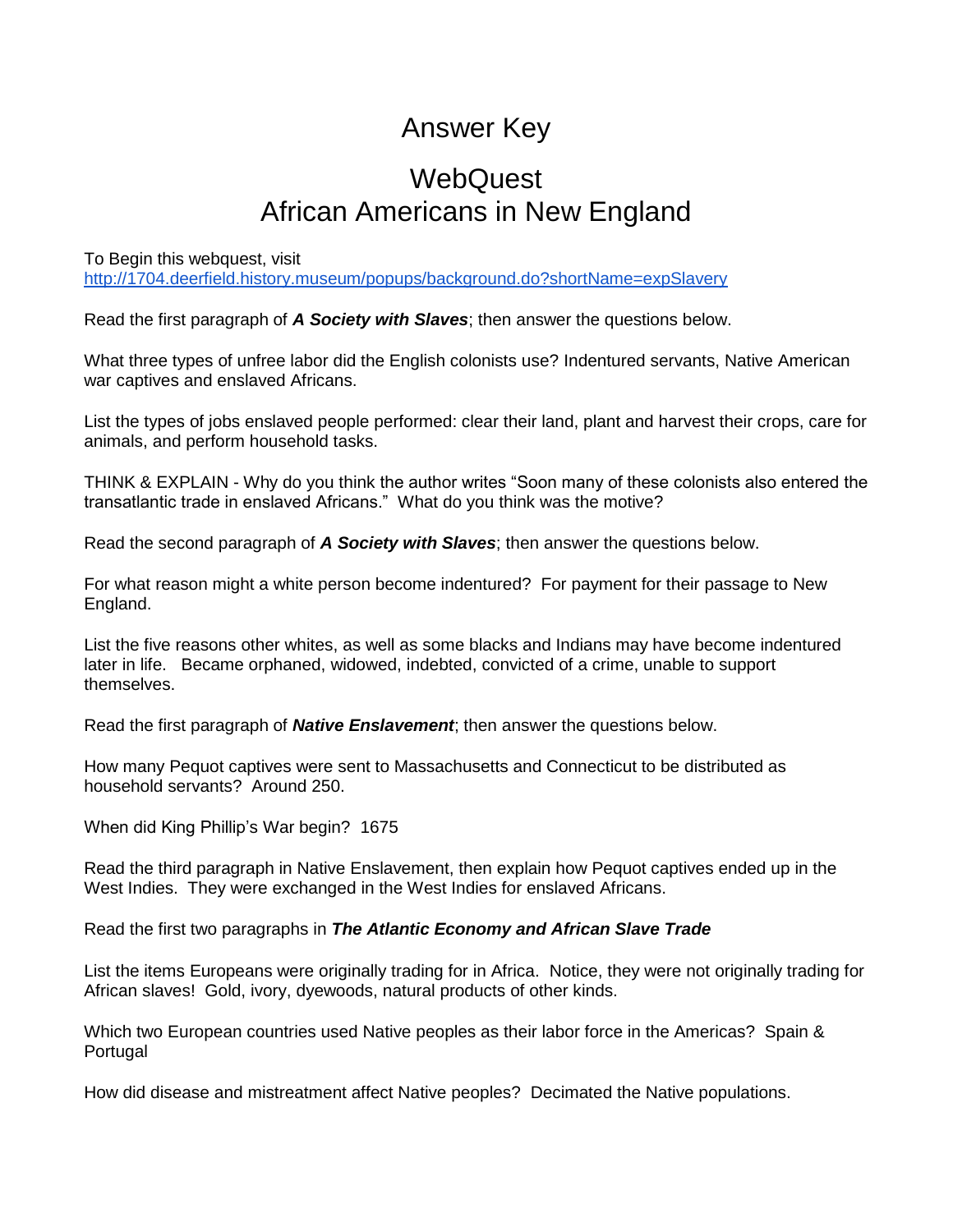# Answer Key

# WebQuest
# African Americans in New England

To Begin this webquest, visit
http://1704.deerfield.history.museum/popups/background.do?shortName=expSlavery

Read the first paragraph of ***A Society with Slaves***; then answer the questions below.

What three types of unfree labor did the English colonists use? Indentured servants, Native American war captives and enslaved Africans.

List the types of jobs enslaved people performed: clear their land, plant and harvest their crops, care for animals, and perform household tasks.

THINK & EXPLAIN - Why do you think the author writes "Soon many of these colonists also entered the transatlantic trade in enslaved Africans." What do you think was the motive?

Read the second paragraph of ***A Society with Slaves***; then answer the questions below.

For what reason might a white person become indentured? For payment for their passage to New England.

List the five reasons other whites, as well as some blacks and Indians may have become indentured later in life. Became orphaned, widowed, indebted, convicted of a crime, unable to support themselves.

Read the first paragraph of ***Native Enslavement***; then answer the questions below.

How many Pequot captives were sent to Massachusetts and Connecticut to be distributed as household servants? Around 250.

When did King Phillip's War begin? 1675

Read the third paragraph in Native Enslavement, then explain how Pequot captives ended up in the West Indies. They were exchanged in the West Indies for enslaved Africans.

Read the first two paragraphs in ***The Atlantic Economy and African Slave Trade***

List the items Europeans were originally trading for in Africa. Notice, they were not originally trading for African slaves! Gold, ivory, dyewoods, natural products of other kinds.

Which two European countries used Native peoples as their labor force in the Americas? Spain & Portugal

How did disease and mistreatment affect Native peoples? Decimated the Native populations.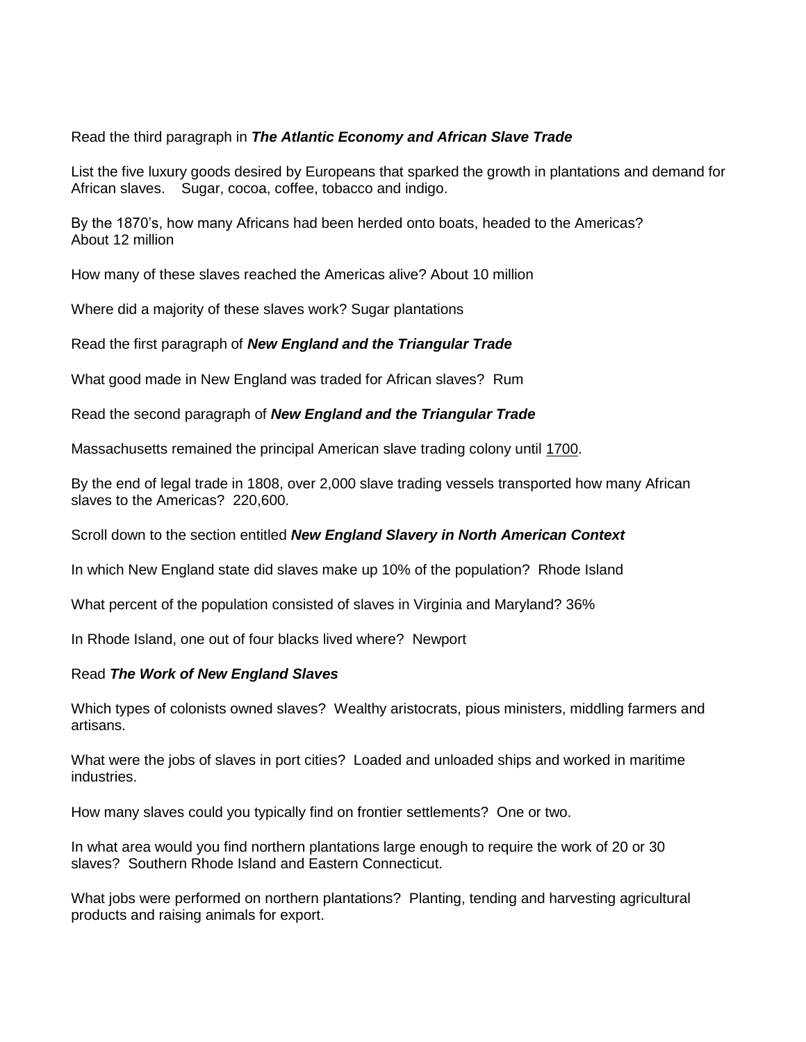Read the third paragraph in ***The Atlantic Economy and African Slave Trade***

List the five luxury goods desired by Europeans that sparked the growth in plantations and demand for African slaves.   Sugar, cocoa, coffee, tobacco and indigo.

By the 1870's, how many Africans had been herded onto boats, headed to the Americas?
About 12 million

How many of these slaves reached the Americas alive? About 10 million

Where did a majority of these slaves work? Sugar plantations

Read the first paragraph of ***New England and the Triangular Trade***

What good made in New England was traded for African slaves?  Rum

Read the second paragraph of ***New England and the Triangular Trade***

Massachusetts remained the principal American slave trading colony until <u>1700</u>.

By the end of legal trade in 1808, over 2,000 slave trading vessels transported how many African slaves to the Americas?  220,600.

Scroll down to the section entitled ***New England Slavery in North American Context***

In which New England state did slaves make up 10% of the population?  Rhode Island

What percent of the population consisted of slaves in Virginia and Maryland? 36%

In Rhode Island, one out of four blacks lived where?  Newport

Read ***The Work of New England Slaves***

Which types of colonists owned slaves?  Wealthy aristocrats, pious ministers, middling farmers and artisans.

What were the jobs of slaves in port cities?  Loaded and unloaded ships and worked in maritime industries.

How many slaves could you typically find on frontier settlements?  One or two.

In what area would you find northern plantations large enough to require the work of 20 or 30 slaves?  Southern Rhode Island and Eastern Connecticut.

What jobs were performed on northern plantations?  Planting, tending and harvesting agricultural products and raising animals for export.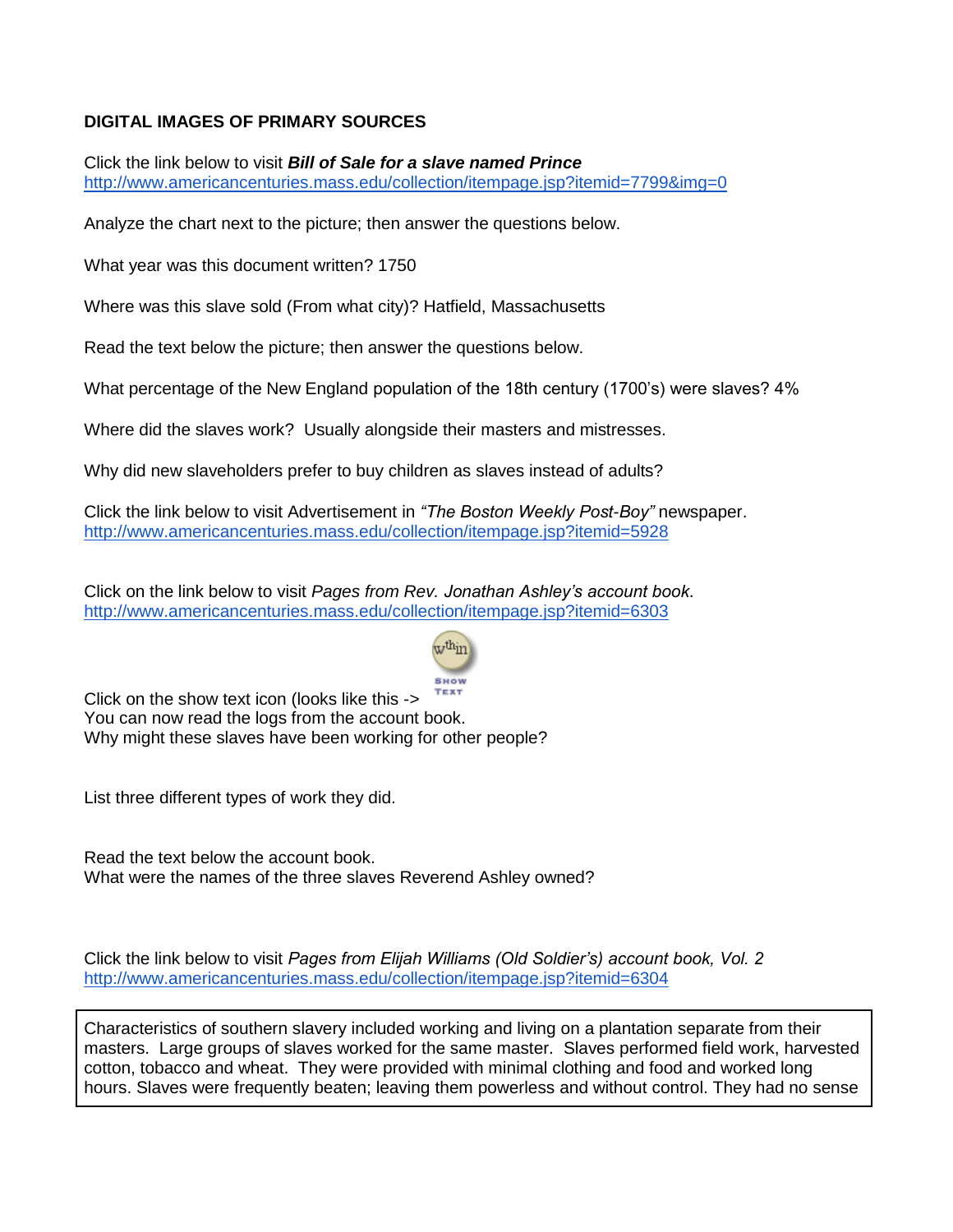**DIGITAL IMAGES OF PRIMARY SOURCES**

Click the link below to visit ***Bill of Sale for a slave named Prince***
http://www.americancenturies.mass.edu/collection/itempage.jsp?itemid=7799&img=0

Analyze the chart next to the picture; then answer the questions below.

What year was this document written? 1750

Where was this slave sold (From what city)? Hatfield, Massachusetts

Read the text below the picture; then answer the questions below.

What percentage of the New England population of the 18th century (1700's) were slaves? 4%

Where did the slaves work? Usually alongside their masters and mistresses.

Why did new slaveholders prefer to buy children as slaves instead of adults?

Click the link below to visit Advertisement in *"The Boston Weekly Post-Boy"* newspaper.
http://www.americancenturies.mass.edu/collection/itempage.jsp?itemid=5928

Click on the link below to visit *Pages from Rev. Jonathan Ashley's account book.*
http://www.americancenturies.mass.edu/collection/itempage.jsp?itemid=6303

Click on the show text icon (looks like this -> SHOW TEXT
You can now read the logs from the account book.
Why might these slaves have been working for other people?

List three different types of work they did.

Read the text below the account book.
What were the names of the three slaves Reverend Ashley owned?

Click the link below to visit *Pages from Elijah Williams (Old Soldier's) account book, Vol. 2*
http://www.americancenturies.mass.edu/collection/itempage.jsp?itemid=6304

Characteristics of southern slavery included working and living on a plantation separate from their masters. Large groups of slaves worked for the same master. Slaves performed field work, harvested cotton, tobacco and wheat. They were provided with minimal clothing and food and worked long hours. Slaves were frequently beaten; leaving them powerless and without control. They had no sense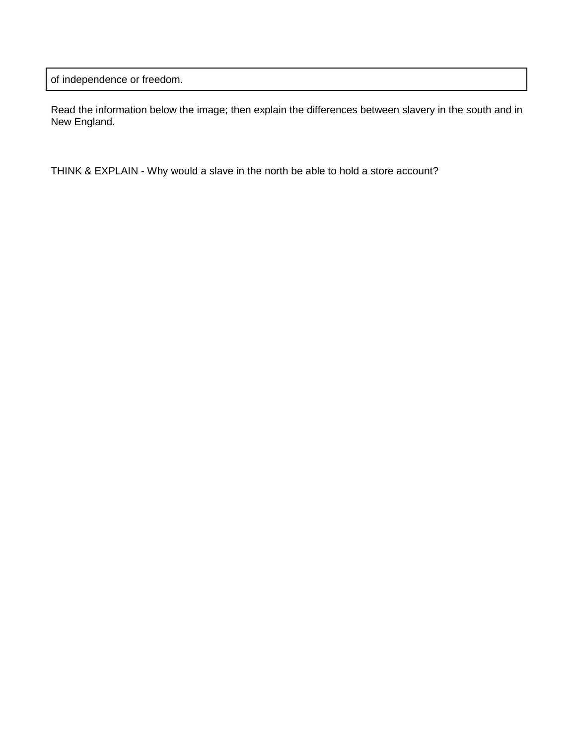| |
|---|
| of independence or freedom. |

Read the information below the image; then explain the differences between slavery in the south and in New England.

THINK & EXPLAIN - Why would a slave in the north be able to hold a store account?